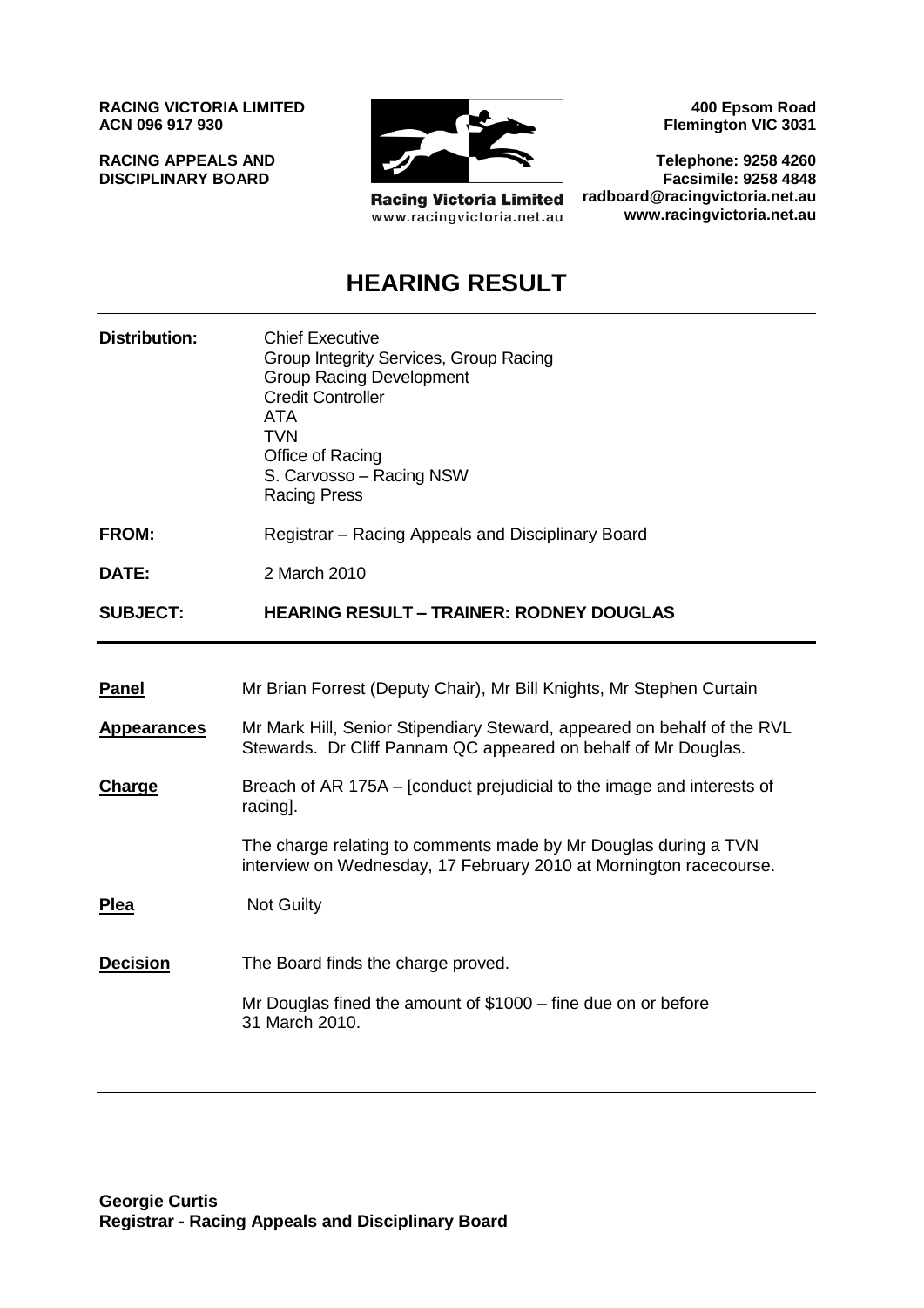**RACING VICTORIA LIMITED**
**ACN 096 917 930**

**RACING APPEALS AND DISCIPLINARY BOARD**

Racing Victoria Limited
www.racingvictoria.net.au

**400 Epsom Road**
**Flemington VIC 3031**

**Telephone: 9258 4260**
**Facsimile: 9258 4848**
**radboard@racingvictoria.net.au**
**www.racingvictoria.net.au**

# HEARING RESULT

| | |
|---|---|
| **Distribution:** | Chief Executive<br>Group Integrity Services, Group Racing<br>Group Racing Development<br>Credit Controller<br>ATA<br>TVN<br>Office of Racing<br>S. Carvosso – Racing NSW<br>Racing Press |
| **FROM:** | Registrar – Racing Appeals and Disciplinary Board |
| **DATE:** | 2 March 2010 |
| **SUBJECT:** | **HEARING RESULT – TRAINER: RODNEY DOUGLAS** |

| | |
|---|---|
| **Panel** | Mr Brian Forrest (Deputy Chair), Mr Bill Knights, Mr Stephen Curtain |
| **Appearances** | Mr Mark Hill, Senior Stipendiary Steward, appeared on behalf of the RVL Stewards. Dr Cliff Pannam QC appeared on behalf of Mr Douglas. |
| **Charge** | Breach of AR 175A – [conduct prejudicial to the image and interests of racing].<br><br>The charge relating to comments made by Mr Douglas during a TVN interview on Wednesday, 17 February 2010 at Mornington racecourse. |
| **Plea** | Not Guilty |
| **Decision** | The Board finds the charge proved.<br><br>Mr Douglas fined the amount of $1000 – fine due on or before 31 March 2010. |

**Georgie Curtis**
**Registrar - Racing Appeals and Disciplinary Board**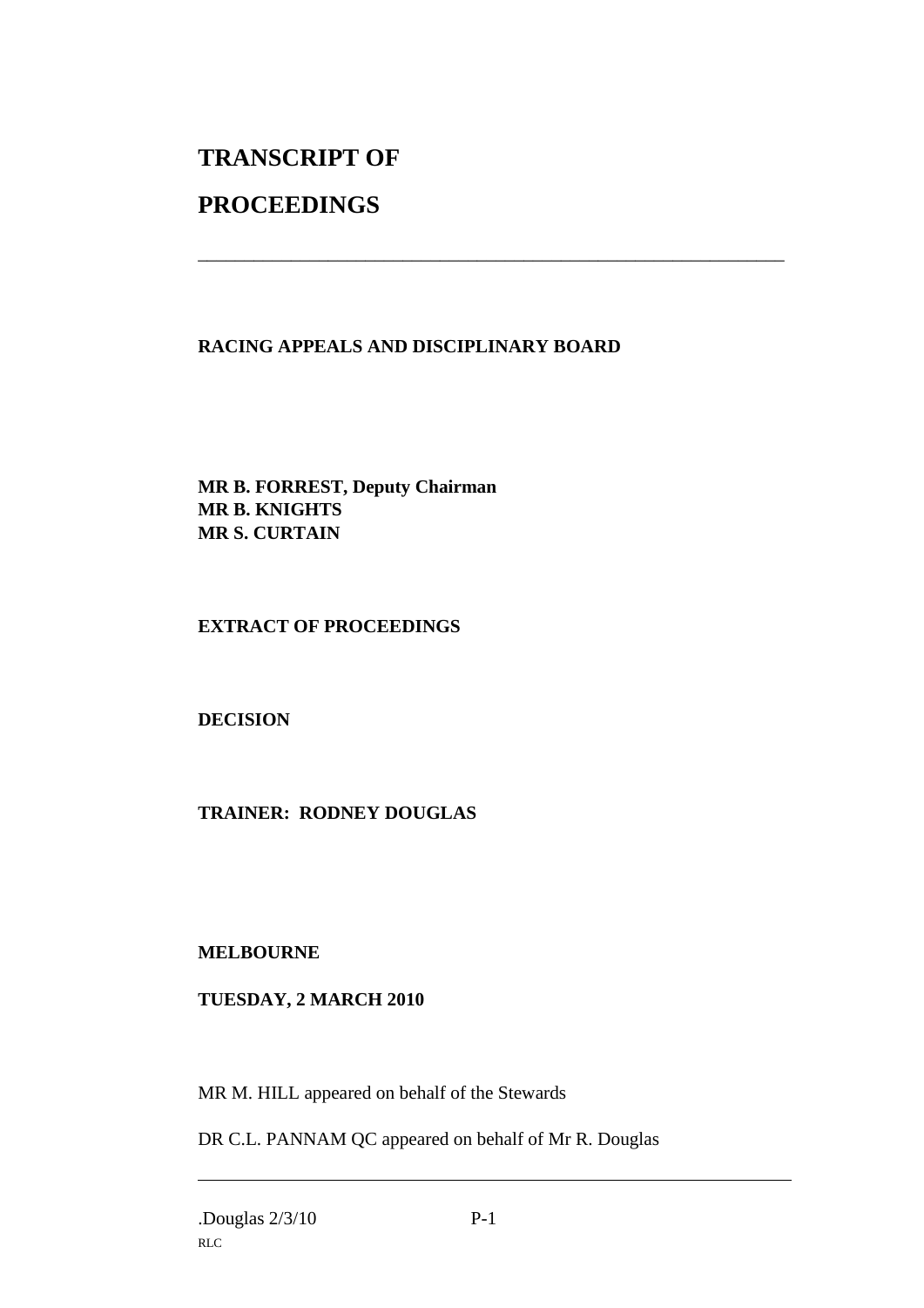# TRANSCRIPT OF

# PROCEEDINGS

---

**RACING APPEALS AND DISCIPLINARY BOARD**

**MR B. FORREST, Deputy Chairman**
**MR B. KNIGHTS**
**MR S. CURTAIN**

**EXTRACT OF PROCEEDINGS**

**DECISION**

**TRAINER: RODNEY DOUGLAS**

**MELBOURNE**

**TUESDAY, 2 MARCH 2010**

MR M. HILL appeared on behalf of the Stewards

DR C.L. PANNAM QC appeared on behalf of Mr R. Douglas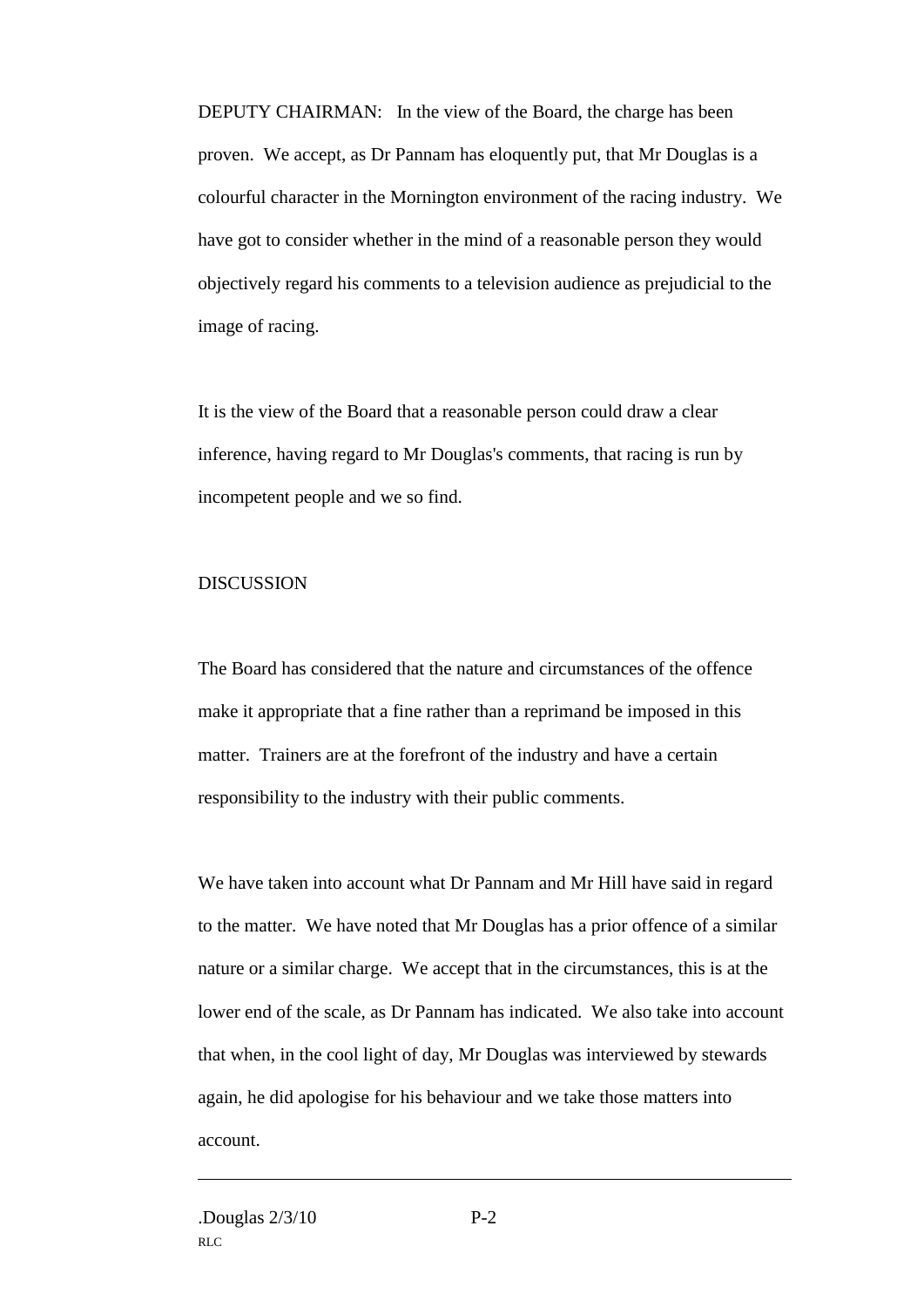DEPUTY CHAIRMAN: In the view of the Board, the charge has been proven. We accept, as Dr Pannam has eloquently put, that Mr Douglas is a colourful character in the Mornington environment of the racing industry. We have got to consider whether in the mind of a reasonable person they would objectively regard his comments to a television audience as prejudicial to the image of racing.

It is the view of the Board that a reasonable person could draw a clear inference, having regard to Mr Douglas's comments, that racing is run by incompetent people and we so find.

DISCUSSION

The Board has considered that the nature and circumstances of the offence make it appropriate that a fine rather than a reprimand be imposed in this matter. Trainers are at the forefront of the industry and have a certain responsibility to the industry with their public comments.

We have taken into account what Dr Pannam and Mr Hill have said in regard to the matter. We have noted that Mr Douglas has a prior offence of a similar nature or a similar charge. We accept that in the circumstances, this is at the lower end of the scale, as Dr Pannam has indicated. We also take into account that when, in the cool light of day, Mr Douglas was interviewed by stewards again, he did apologise for his behaviour and we take those matters into account.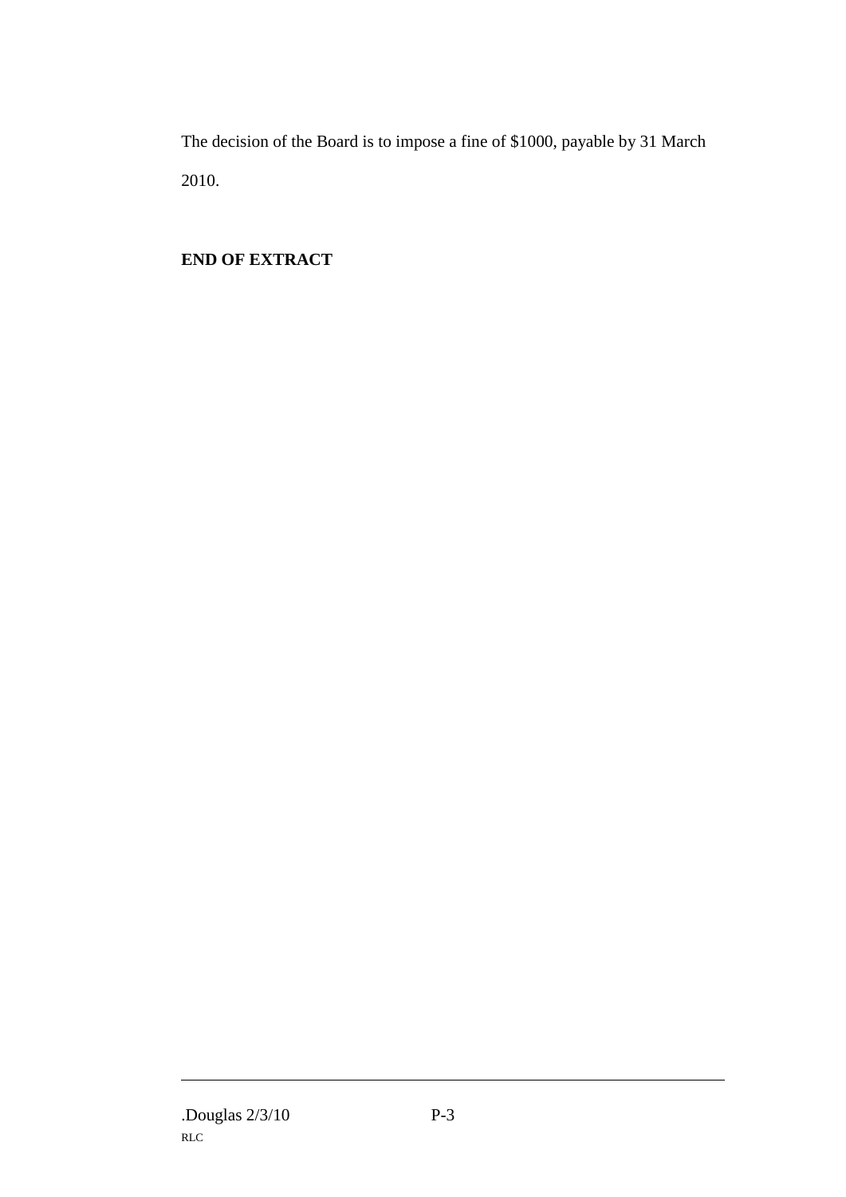The decision of the Board is to impose a fine of $1000, payable by 31 March 2010.

**END OF EXTRACT**